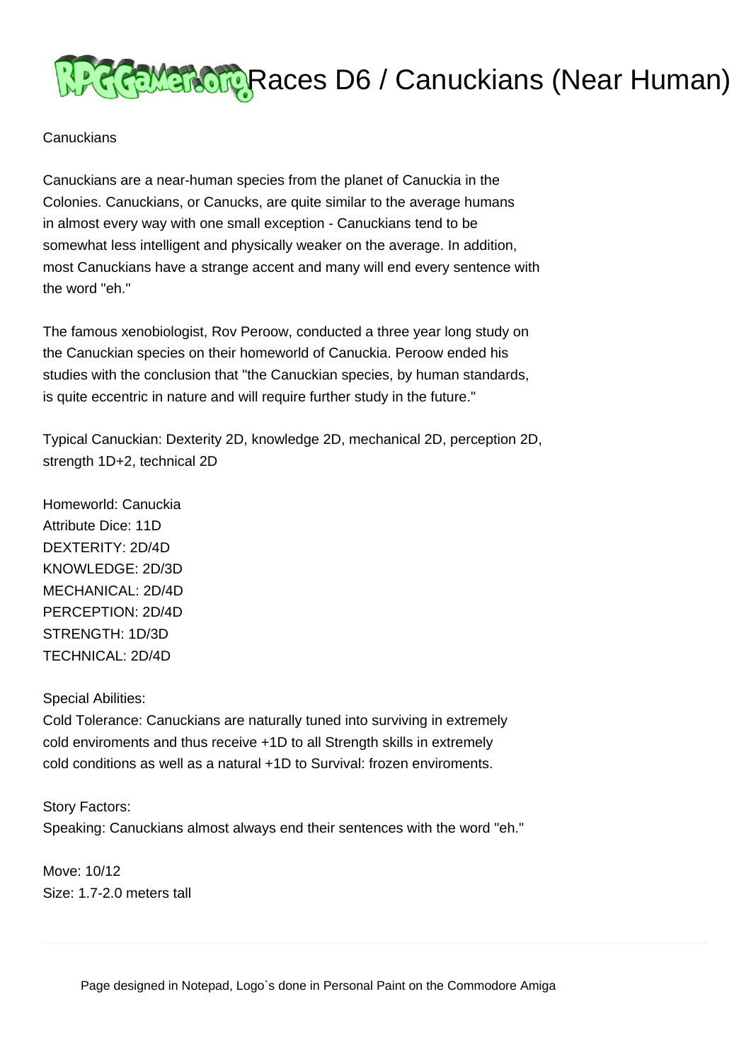# Races D6 / Canuckians (Near Human)

Canuckians

Canuckians are a near-human species from the planet of Canuckia in the Colonies. Canuckians, or Canucks, are quite similar to the average humans in almost every way with one small exception - Canuckians tend to be somewhat less intelligent and physically weaker on the average. In addition, most Canuckians have a strange accent and many will end every sentence with the word "eh."

The famous xenobiologist, Rov Peroow, conducted a three year long study on the Canuckian species on their homeworld of Canuckia. Peroow ended his studies with the conclusion that "the Canuckian species, by human standards, is quite eccentric in nature and will require further study in the future."

Typical Canuckian: Dexterity 2D, knowledge 2D, mechanical 2D, perception 2D, strength 1D+2, technical 2D

Homeworld: Canuckia
Attribute Dice: 11D
DEXTERITY: 2D/4D
KNOWLEDGE: 2D/3D
MECHANICAL: 2D/4D
PERCEPTION: 2D/4D
STRENGTH: 1D/3D
TECHNICAL: 2D/4D

Special Abilities:
Cold Tolerance: Canuckians are naturally tuned into surviving in extremely cold enviroments and thus receive +1D to all Strength skills in extremely cold conditions as well as a natural +1D to Survival: frozen enviroments.

Story Factors:
Speaking: Canuckians almost always end their sentences with the word "eh."

Move: 10/12
Size: 1.7-2.0 meters tall

---

Page designed in Notepad, Logo`s done in Personal Paint on the Commodore Amiga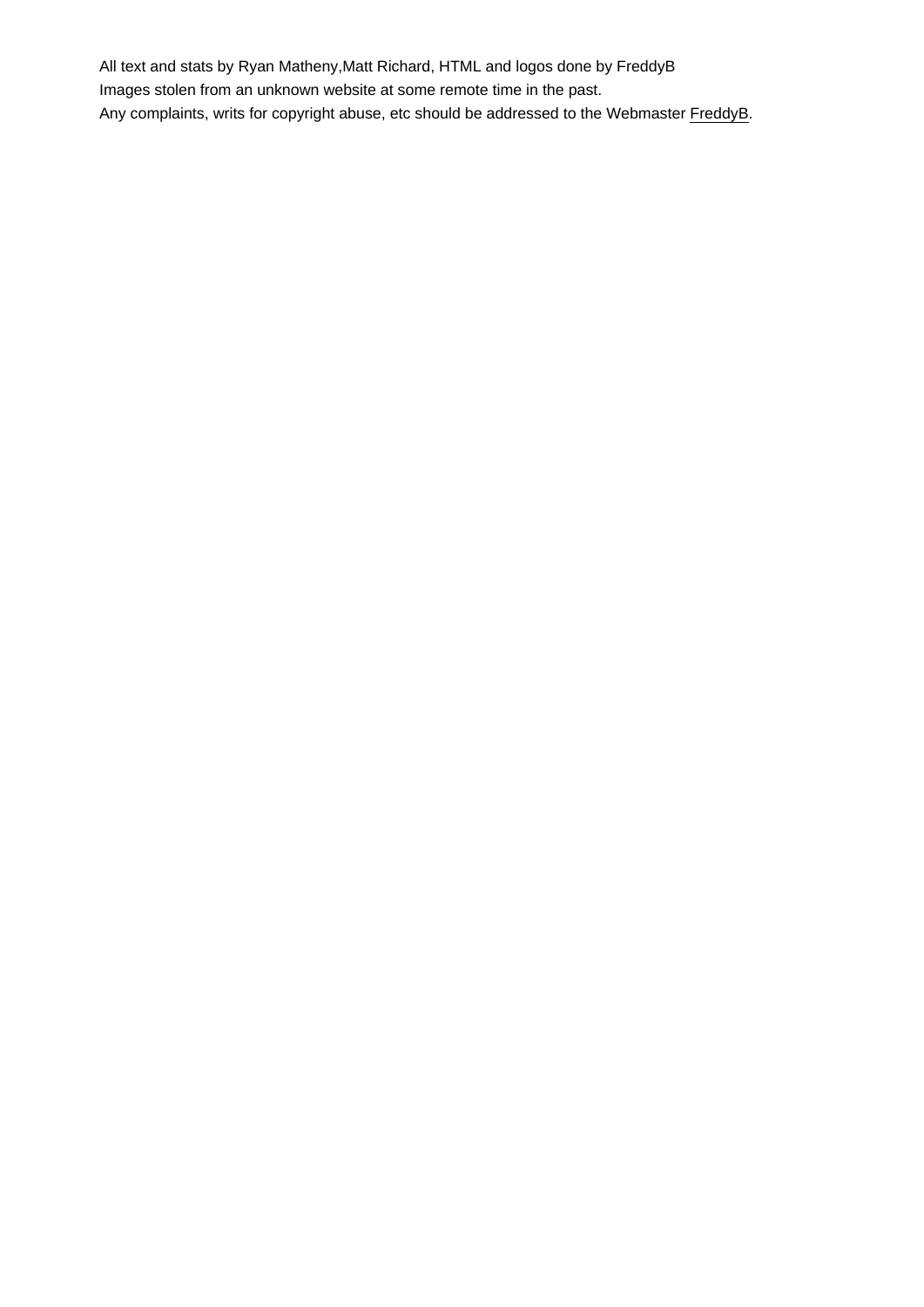All text and stats by Ryan Matheny,Matt Richard, HTML and logos done by FreddyB

Images stolen from an unknown website at some remote time in the past.

Any complaints, writs for copyright abuse, etc should be addressed to the Webmaster FreddyB.